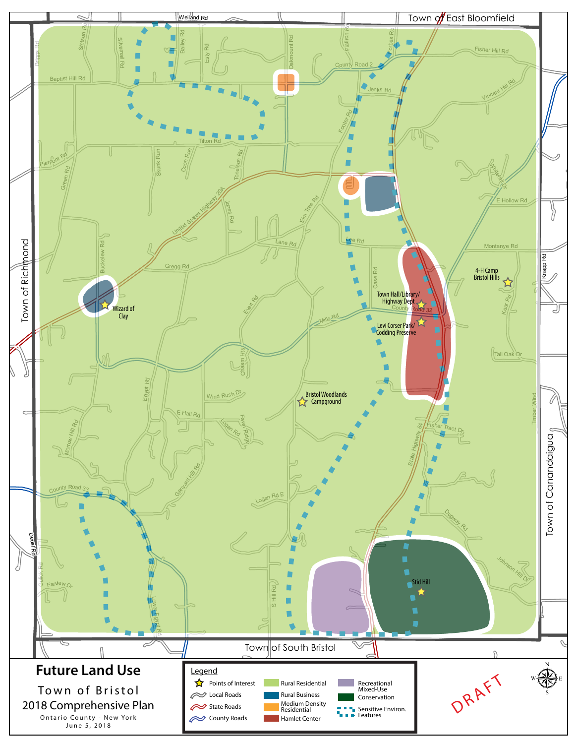# Future Land Use

## Town of Bristol

### 2018 Comprehensive Plan

Ontario County - New York

June 5, 2018

**Legend**

- Points of Interest
- Local Roads
- State Roads
- County Roads
- Rural Residential
- Rural Business
- Medium Density Residential
- Hamlet Center
- Recreational Mixed-Use
- Conservation
- Sensitive Environ. Features

DRAFT

Town of East Bloomfield

Town of Richmond

Town of Canandaigua

Town of South Bristol

Wizard of Clay

Town Hall/Library/ Highway Dept

Levi Corser Park/ Codding Preserve

4-H Camp Bristol Hills

Bristol Woodlands Campground

Stid Hill

Weiland Rd, Stetson Rd, Silvernail Rd, Bailey Rd, Esty Rd, Oakmount Rd, Flatiron Rd, Forbes Rd, Fisher Hill Rd, County Road 2, Briggs Rd, Baptist Hill Rd, Jenks Rd, Vincent Hill Rd, Footer Rd, Tilton Rd, Pierpont Rd, Skunk Run, Coon Run, Tonelson Rd, Whitetail Dr, Green Rd, United States Highway 20A, Jones Rd, Elm Tree Rd, E Hollow Rd, Lee Rd, Lane Rd, Montanye Rd, Knapp Rd, Buckelew Rd, Gregg Rd, Evert Rd, Case Rd, Kear Rd, County Road 32, Mills Rd, Chasm Hts, Tall Oak Dr, Egypt Rd, Wind Rush Dr, E Hall Rd, Logan Rd, Fawn Ridge, Morrow Hill Rd, Fisher Tract Dr, State Highway 64, Timber Wind, Ganyard Hill Rd, County Road 33, Logan Rd E, Dugway Rd, Deuel Rd, Johnson Hill Dr, Gulick Rd, Fairview Dr, S Hill Rd, Lower Egypt Rd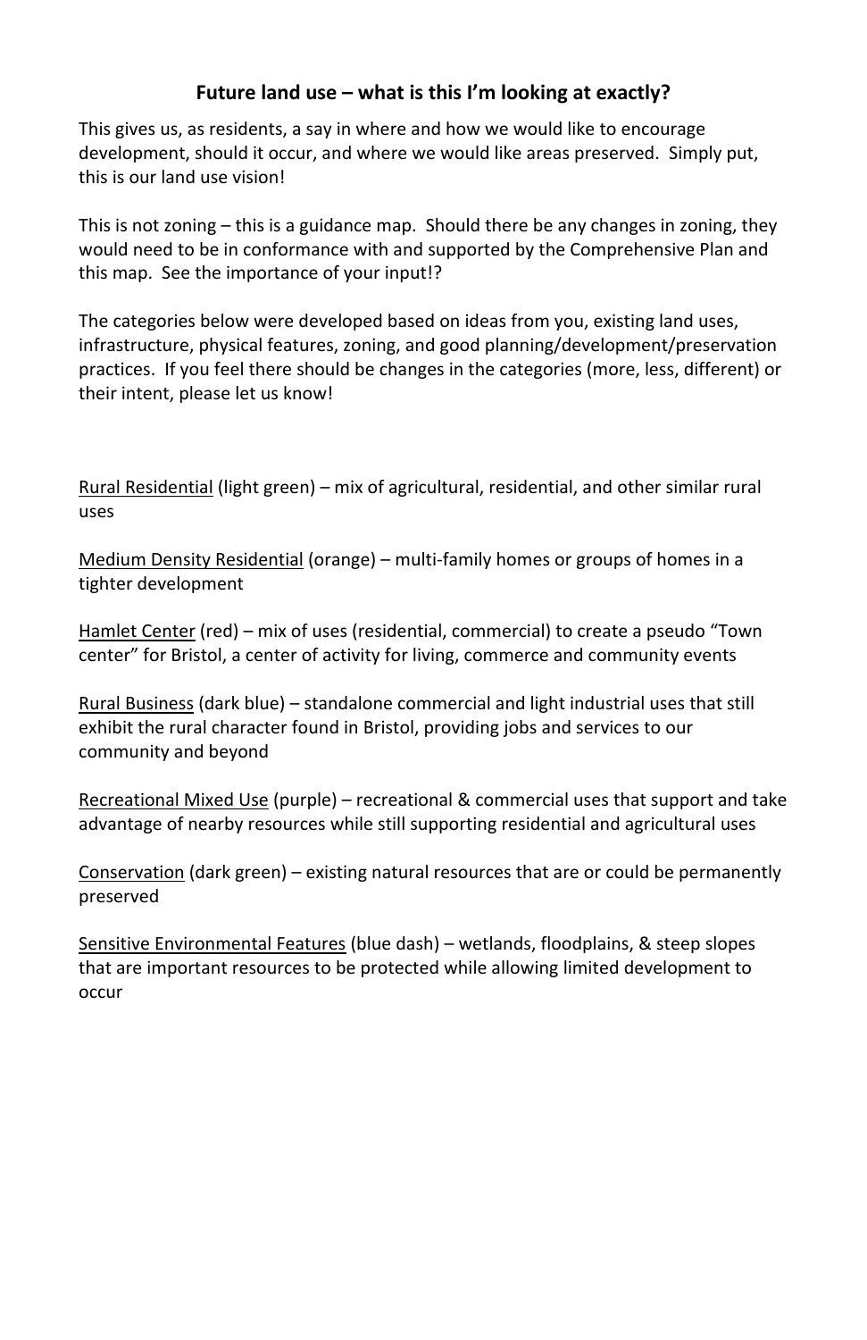## Future land use – what is this I'm looking at exactly?

This gives us, as residents, a say in where and how we would like to encourage development, should it occur, and where we would like areas preserved. Simply put, this is our land use vision!

This is not zoning – this is a guidance map. Should there be any changes in zoning, they would need to be in conformance with and supported by the Comprehensive Plan and this map. See the importance of your input!?

The categories below were developed based on ideas from you, existing land uses, infrastructure, physical features, zoning, and good planning/development/preservation practices. If you feel there should be changes in the categories (more, less, different) or their intent, please let us know!

<u>Rural Residential</u> (light green) – mix of agricultural, residential, and other similar rural uses

<u>Medium Density Residential</u> (orange) – multi-family homes or groups of homes in a tighter development

<u>Hamlet Center</u> (red) – mix of uses (residential, commercial) to create a pseudo "Town center" for Bristol, a center of activity for living, commerce and community events

<u>Rural Business</u> (dark blue) – standalone commercial and light industrial uses that still exhibit the rural character found in Bristol, providing jobs and services to our community and beyond

<u>Recreational Mixed Use</u> (purple) – recreational & commercial uses that support and take advantage of nearby resources while still supporting residential and agricultural uses

<u>Conservation</u> (dark green) – existing natural resources that are or could be permanently preserved

<u>Sensitive Environmental Features</u> (blue dash) – wetlands, floodplains, & steep slopes that are important resources to be protected while allowing limited development to occur